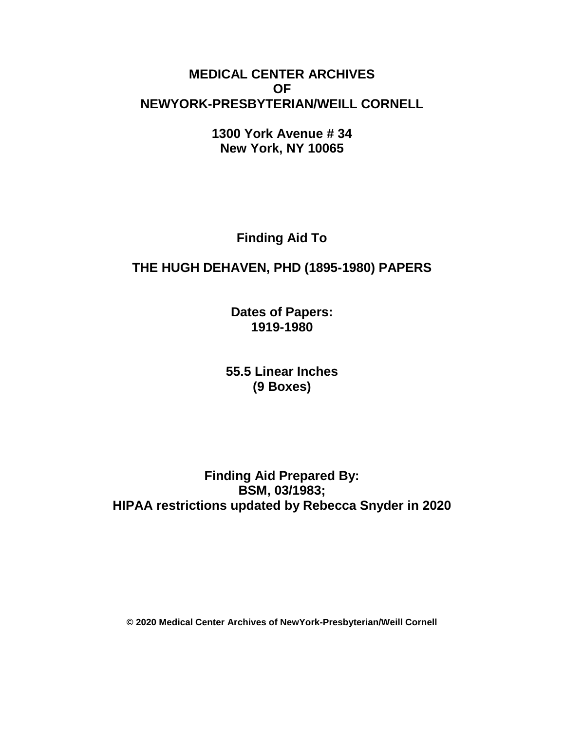**MEDICAL CENTER ARCHIVES**
**OF**
**NEWYORK-PRESBYTERIAN/WEILL CORNELL**

**1300 York Avenue # 34**
**New York, NY 10065**

# Finding Aid To

# THE HUGH DEHAVEN, PHD (1895-1980) PAPERS

**Dates of Papers:**
**1919-1980**

**55.5 Linear Inches**
**(9 Boxes)**

**Finding Aid Prepared By:**
**BSM, 03/1983;**
**HIPAA restrictions updated by Rebecca Snyder in 2020**

**© 2020 Medical Center Archives of NewYork-Presbyterian/Weill Cornell**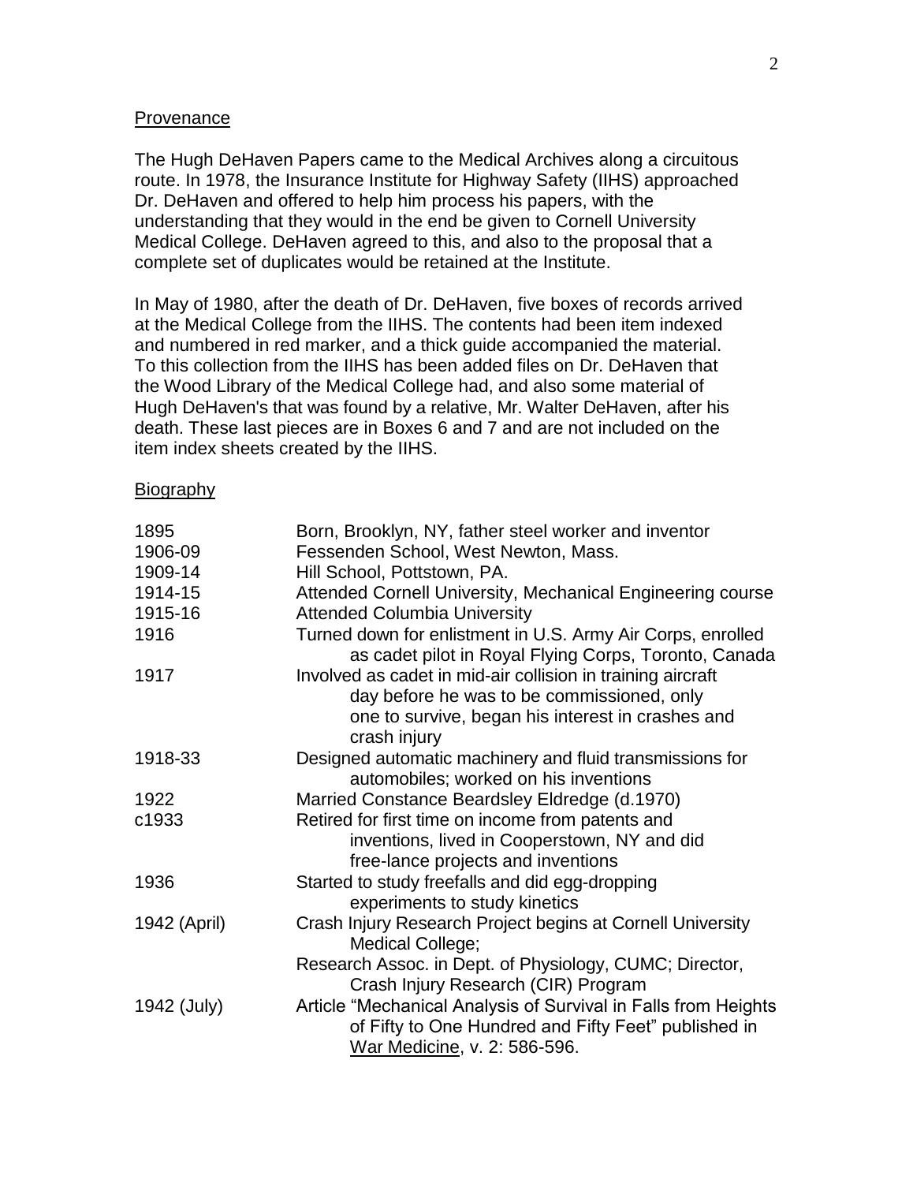## Provenance

The Hugh DeHaven Papers came to the Medical Archives along a circuitous route. In 1978, the Insurance Institute for Highway Safety (IIHS) approached Dr. DeHaven and offered to help him process his papers, with the understanding that they would in the end be given to Cornell University Medical College. DeHaven agreed to this, and also to the proposal that a complete set of duplicates would be retained at the Institute.

In May of 1980, after the death of Dr. DeHaven, five boxes of records arrived at the Medical College from the IIHS. The contents had been item indexed and numbered in red marker, and a thick guide accompanied the material. To this collection from the IIHS has been added files on Dr. DeHaven that the Wood Library of the Medical College had, and also some material of Hugh DeHaven's that was found by a relative, Mr. Walter DeHaven, after his death. These last pieces are in Boxes 6 and 7 and are not included on the item index sheets created by the IIHS.

## Biography

| | |
|---|---|
| 1895 | Born, Brooklyn, NY, father steel worker and inventor |
| 1906-09 | Fessenden School, West Newton, Mass. |
| 1909-14 | Hill School, Pottstown, PA. |
| 1914-15 | Attended Cornell University, Mechanical Engineering course |
| 1915-16 | Attended Columbia University |
| 1916 | Turned down for enlistment in U.S. Army Air Corps, enrolled as cadet pilot in Royal Flying Corps, Toronto, Canada |
| 1917 | Involved as cadet in mid-air collision in training aircraft day before he was to be commissioned, only one to survive, began his interest in crashes and crash injury |
| 1918-33 | Designed automatic machinery and fluid transmissions for automobiles; worked on his inventions |
| 1922 | Married Constance Beardsley Eldredge (d.1970) |
| c1933 | Retired for first time on income from patents and inventions, lived in Cooperstown, NY and did free-lance projects and inventions |
| 1936 | Started to study freefalls and did egg-dropping experiments to study kinetics |
| 1942 (April) | Crash Injury Research Project begins at Cornell University Medical College; |
| | Research Assoc. in Dept. of Physiology, CUMC; Director, Crash Injury Research (CIR) Program |
| 1942 (July) | Article "Mechanical Analysis of Survival in Falls from Heights of Fifty to One Hundred and Fifty Feet" published in War Medicine, v. 2: 586-596. |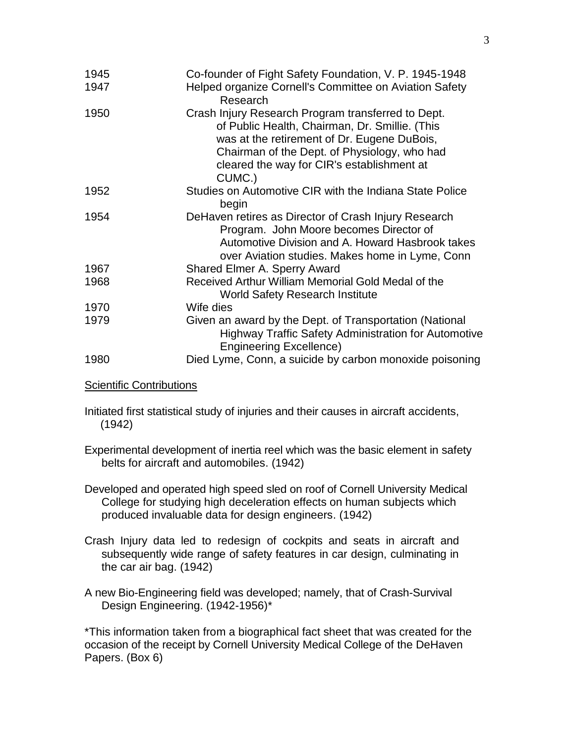| | |
|---|---|
| 1945 | Co-founder of Fight Safety Foundation, V. P. 1945-1948 |
| 1947 | Helped organize Cornell's Committee on Aviation Safety Research |
| 1950 | Crash Injury Research Program transferred to Dept. of Public Health, Chairman, Dr. Smillie. (This was at the retirement of Dr. Eugene DuBois, Chairman of the Dept. of Physiology, who had cleared the way for CIR's establishment at CUMC.) |
| 1952 | Studies on Automotive CIR with the Indiana State Police begin |
| 1954 | DeHaven retires as Director of Crash Injury Research Program. John Moore becomes Director of Automotive Division and A. Howard Hasbrook takes over Aviation studies. Makes home in Lyme, Conn |
| 1967 | Shared Elmer A. Sperry Award |
| 1968 | Received Arthur William Memorial Gold Medal of the World Safety Research Institute |
| 1970 | Wife dies |
| 1979 | Given an award by the Dept. of Transportation (National Highway Traffic Safety Administration for Automotive Engineering Excellence) |
| 1980 | Died Lyme, Conn, a suicide by carbon monoxide poisoning |

<u>Scientific Contributions</u>

Initiated first statistical study of injuries and their causes in aircraft accidents, (1942)

Experimental development of inertia reel which was the basic element in safety belts for aircraft and automobiles. (1942)

Developed and operated high speed sled on roof of Cornell University Medical College for studying high deceleration effects on human subjects which produced invaluable data for design engineers. (1942)

Crash Injury data led to redesign of cockpits and seats in aircraft and subsequently wide range of safety features in car design, culminating in the car air bag. (1942)

A new Bio-Engineering field was developed; namely, that of Crash-Survival Design Engineering. (1942-1956)*

*This information taken from a biographical fact sheet that was created for the occasion of the receipt by Cornell University Medical College of the DeHaven Papers. (Box 6)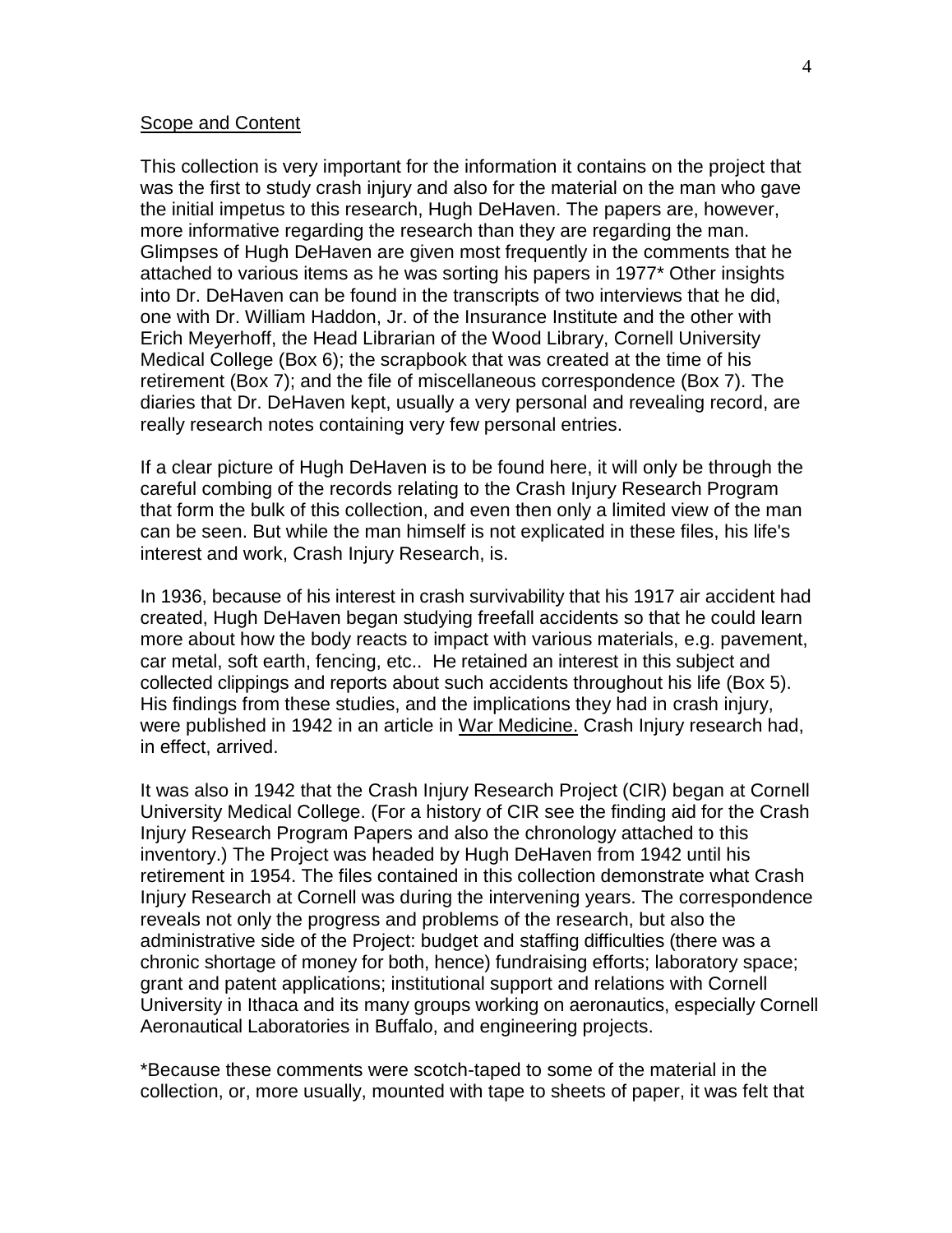Scope and Content

This collection is very important for the information it contains on the project that was the first to study crash injury and also for the material on the man who gave the initial impetus to this research, Hugh DeHaven. The papers are, however, more informative regarding the research than they are regarding the man. Glimpses of Hugh DeHaven are given most frequently in the comments that he attached to various items as he was sorting his papers in 1977* Other insights into Dr. DeHaven can be found in the transcripts of two interviews that he did, one with Dr. William Haddon, Jr. of the Insurance Institute and the other with Erich Meyerhoff, the Head Librarian of the Wood Library, Cornell University Medical College (Box 6); the scrapbook that was created at the time of his retirement (Box 7); and the file of miscellaneous correspondence (Box 7). The diaries that Dr. DeHaven kept, usually a very personal and revealing record, are really research notes containing very few personal entries.

If a clear picture of Hugh DeHaven is to be found here, it will only be through the careful combing of the records relating to the Crash Injury Research Program that form the bulk of this collection, and even then only a limited view of the man can be seen. But while the man himself is not explicated in these files, his life's interest and work, Crash Injury Research, is.

In 1936, because of his interest in crash survivability that his 1917 air accident had created, Hugh DeHaven began studying freefall accidents so that he could learn more about how the body reacts to impact with various materials, e.g. pavement, car metal, soft earth, fencing, etc.. He retained an interest in this subject and collected clippings and reports about such accidents throughout his life (Box 5). His findings from these studies, and the implications they had in crash injury, were published in 1942 in an article in War Medicine. Crash Injury research had, in effect, arrived.

It was also in 1942 that the Crash Injury Research Project (CIR) began at Cornell University Medical College. (For a history of CIR see the finding aid for the Crash Injury Research Program Papers and also the chronology attached to this inventory.) The Project was headed by Hugh DeHaven from 1942 until his retirement in 1954. The files contained in this collection demonstrate what Crash Injury Research at Cornell was during the intervening years. The correspondence reveals not only the progress and problems of the research, but also the administrative side of the Project: budget and staffing difficulties (there was a chronic shortage of money for both, hence) fundraising efforts; laboratory space; grant and patent applications; institutional support and relations with Cornell University in Ithaca and its many groups working on aeronautics, especially Cornell Aeronautical Laboratories in Buffalo, and engineering projects.

*Because these comments were scotch-taped to some of the material in the collection, or, more usually, mounted with tape to sheets of paper, it was felt that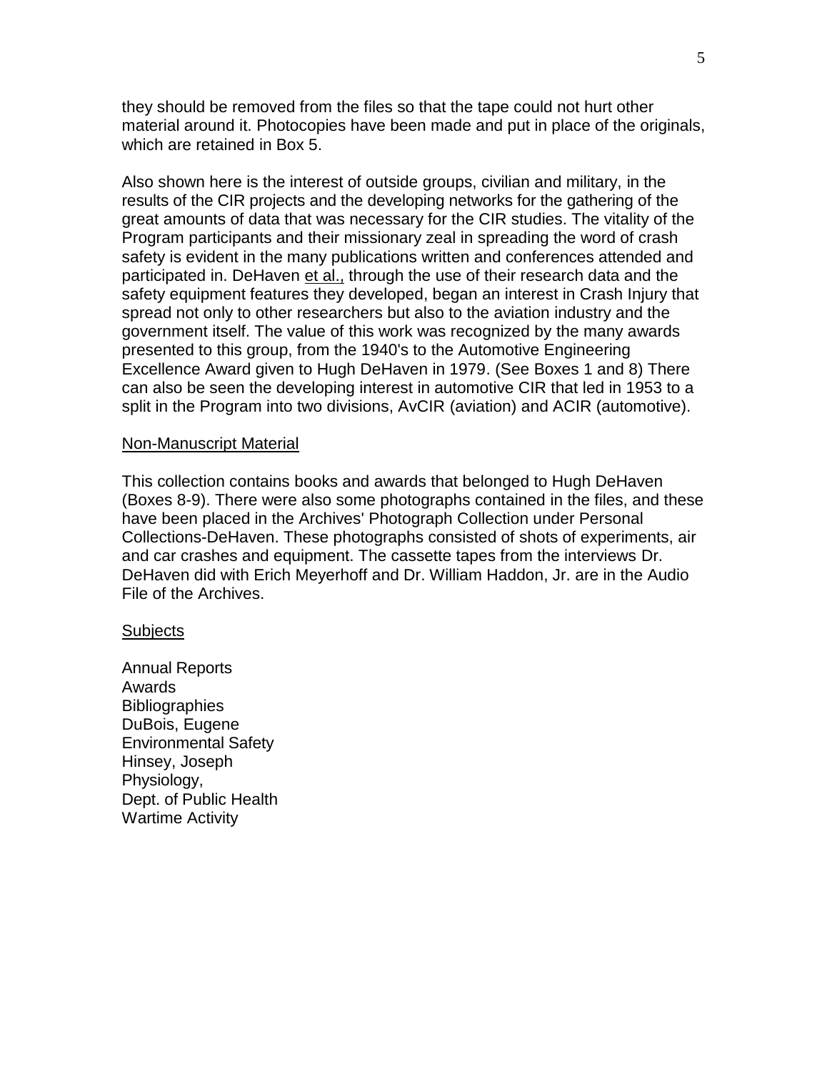they should be removed from the files so that the tape could not hurt other material around it. Photocopies have been made and put in place of the originals, which are retained in Box 5.

Also shown here is the interest of outside groups, civilian and military, in the results of the CIR projects and the developing networks for the gathering of the great amounts of data that was necessary for the CIR studies. The vitality of the Program participants and their missionary zeal in spreading the word of crash safety is evident in the many publications written and conferences attended and participated in. DeHaven et al., through the use of their research data and the safety equipment features they developed, began an interest in Crash Injury that spread not only to other researchers but also to the aviation industry and the government itself. The value of this work was recognized by the many awards presented to this group, from the 1940's to the Automotive Engineering Excellence Award given to Hugh DeHaven in 1979. (See Boxes 1 and 8) There can also be seen the developing interest in automotive CIR that led in 1953 to a split in the Program into two divisions, AvCIR (aviation) and ACIR (automotive).

## Non-Manuscript Material

This collection contains books and awards that belonged to Hugh DeHaven (Boxes 8-9). There were also some photographs contained in the files, and these have been placed in the Archives' Photograph Collection under Personal Collections-DeHaven. These photographs consisted of shots of experiments, air and car crashes and equipment. The cassette tapes from the interviews Dr. DeHaven did with Erich Meyerhoff and Dr. William Haddon, Jr. are in the Audio File of the Archives.

## Subjects

Annual Reports
Awards
Bibliographies
DuBois, Eugene
Environmental Safety
Hinsey, Joseph
Physiology,
Dept. of Public Health
Wartime Activity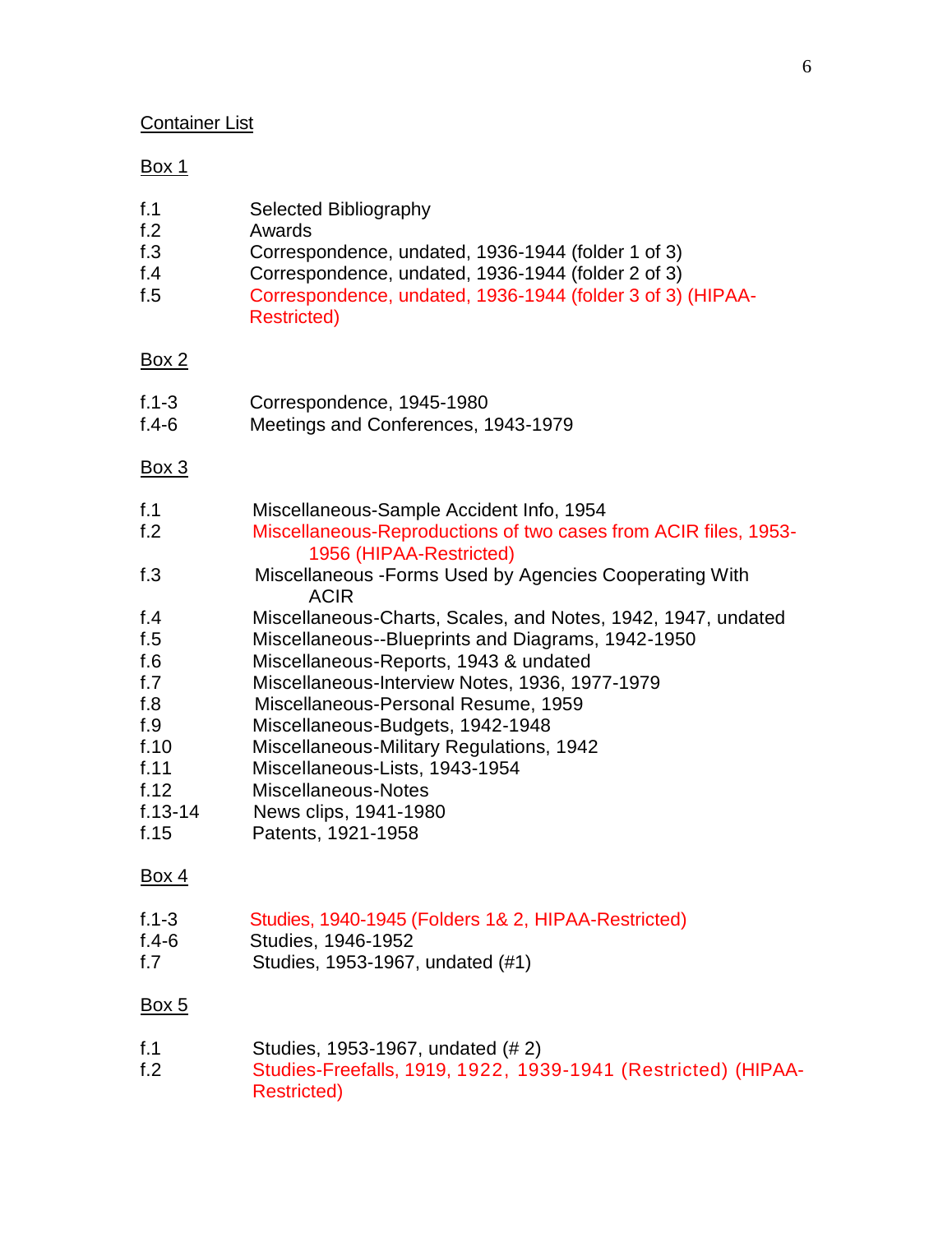Container List

Box 1

| | |
|---|---|
| f.1 | Selected Bibliography |
| f.2 | Awards |
| f.3 | Correspondence, undated, 1936-1944 (folder 1 of 3) |
| f.4 | Correspondence, undated, 1936-1944 (folder 2 of 3) |
| f.5 | Correspondence, undated, 1936-1944 (folder 3 of 3) (HIPAA-Restricted) |

Box 2

| | |
|---|---|
| f.1-3 | Correspondence, 1945-1980 |
| f.4-6 | Meetings and Conferences, 1943-1979 |

Box 3

| | |
|---|---|
| f.1 | Miscellaneous-Sample Accident Info, 1954 |
| f.2 | Miscellaneous-Reproductions of two cases from ACIR files, 1953-1956 (HIPAA-Restricted) |
| f.3 | Miscellaneous -Forms Used by Agencies Cooperating With ACIR |
| f.4 | Miscellaneous-Charts, Scales, and Notes, 1942, 1947, undated |
| f.5 | Miscellaneous--Blueprints and Diagrams, 1942-1950 |
| f.6 | Miscellaneous-Reports, 1943 & undated |
| f.7 | Miscellaneous-Interview Notes, 1936, 1977-1979 |
| f.8 | Miscellaneous-Personal Resume, 1959 |
| f.9 | Miscellaneous-Budgets, 1942-1948 |
| f.10 | Miscellaneous-Military Regulations, 1942 |
| f.11 | Miscellaneous-Lists, 1943-1954 |
| f.12 | Miscellaneous-Notes |
| f.13-14 | News clips, 1941-1980 |
| f.15 | Patents, 1921-1958 |

Box 4

| | |
|---|---|
| f.1-3 | Studies, 1940-1945 (Folders 1& 2, HIPAA-Restricted) |
| f.4-6 | Studies, 1946-1952 |
| f.7 | Studies, 1953-1967, undated (#1) |

Box 5

| | |
|---|---|
| f.1 | Studies, 1953-1967, undated (# 2) |
| f.2 | Studies-Freefalls, 1919, 1922, 1939-1941 (Restricted) (HIPAA-Restricted) |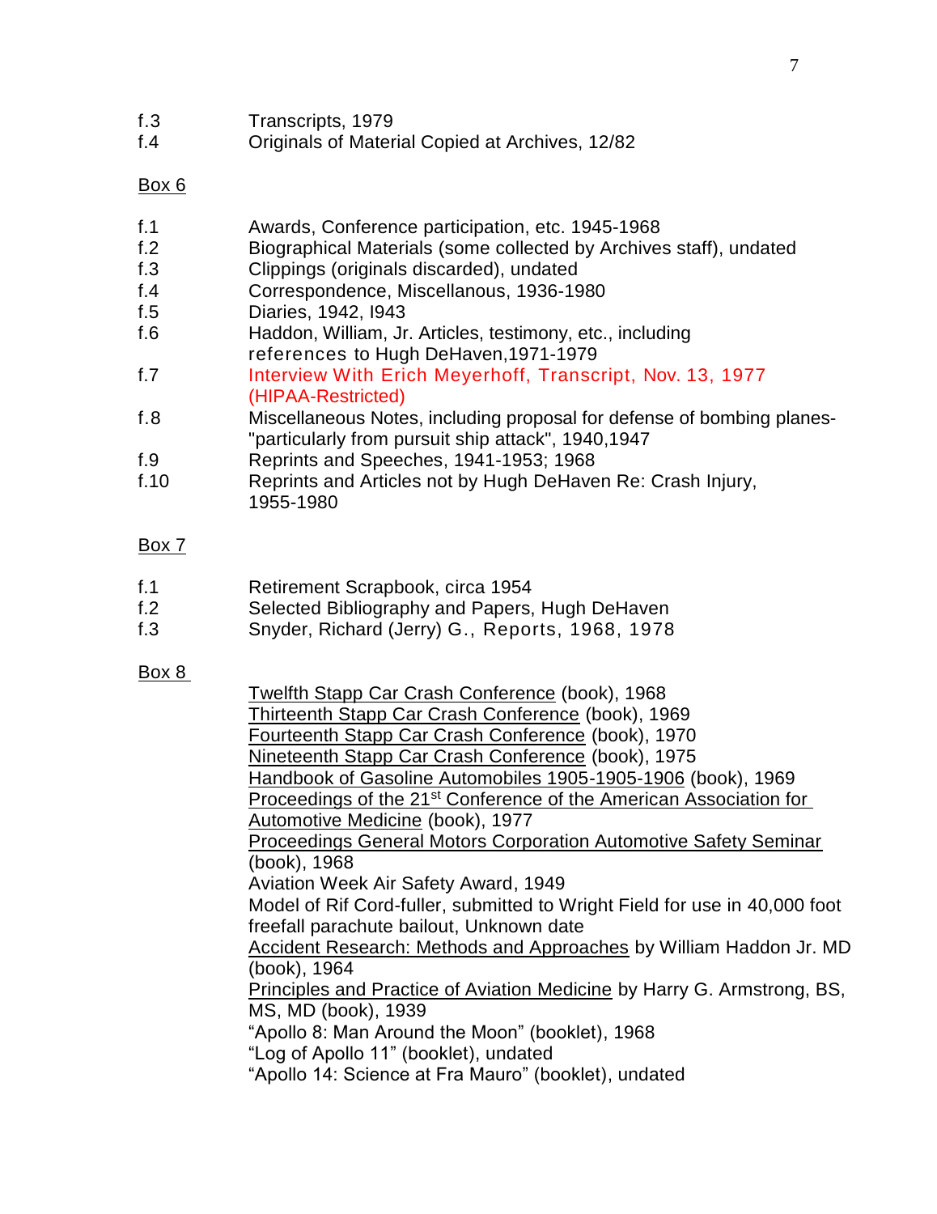f.3 Transcripts, 1979
f.4 Originals of Material Copied at Archives, 12/82

<u>Box 6</u>

f.1 Awards, Conference participation, etc. 1945-1968
f.2 Biographical Materials (some collected by Archives staff), undated
f.3 Clippings (originals discarded), undated
f.4 Correspondence, Miscellanous, 1936-1980
f.5 Diaries, 1942, I943
f.6 Haddon, William, Jr. Articles, testimony, etc., including references to Hugh DeHaven,1971-1979
f.7 Interview With Erich Meyerhoff, Transcript, Nov. 13, 1977 (HIPAA-Restricted)
f.8 Miscellaneous Notes, including proposal for defense of bombing planes-"particularly from pursuit ship attack", 1940,1947
f.9 Reprints and Speeches, 1941-1953; 1968
f.10 Reprints and Articles not by Hugh DeHaven Re: Crash Injury, 1955-1980

<u>Box 7</u>

f.1 Retirement Scrapbook, circa 1954
f.2 Selected Bibliography and Papers, Hugh DeHaven
f.3 Snyder, Richard (Jerry) G., Reports, 1968, 1978

<u>Box 8</u>

<u>Twelfth Stapp Car Crash Conference</u> (book), 1968
<u>Thirteenth Stapp Car Crash Conference</u> (book), 1969
<u>Fourteenth Stapp Car Crash Conference</u> (book), 1970
<u>Nineteenth Stapp Car Crash Conference</u> (book), 1975
<u>Handbook of Gasoline Automobiles 1905-1905-1906</u> (book), 1969
<u>Proceedings of the 21st Conference of the American Association for Automotive Medicine</u> (book), 1977
<u>Proceedings General Motors Corporation Automotive Safety Seminar</u> (book), 1968
Aviation Week Air Safety Award, 1949
Model of Rif Cord-fuller, submitted to Wright Field for use in 40,000 foot freefall parachute bailout, Unknown date
<u>Accident Research: Methods and Approaches</u> by William Haddon Jr. MD (book), 1964
<u>Principles and Practice of Aviation Medicine</u> by Harry G. Armstrong, BS, MS, MD (book), 1939
"Apollo 8: Man Around the Moon" (booklet), 1968
"Log of Apollo 11" (booklet), undated
"Apollo 14: Science at Fra Mauro" (booklet), undated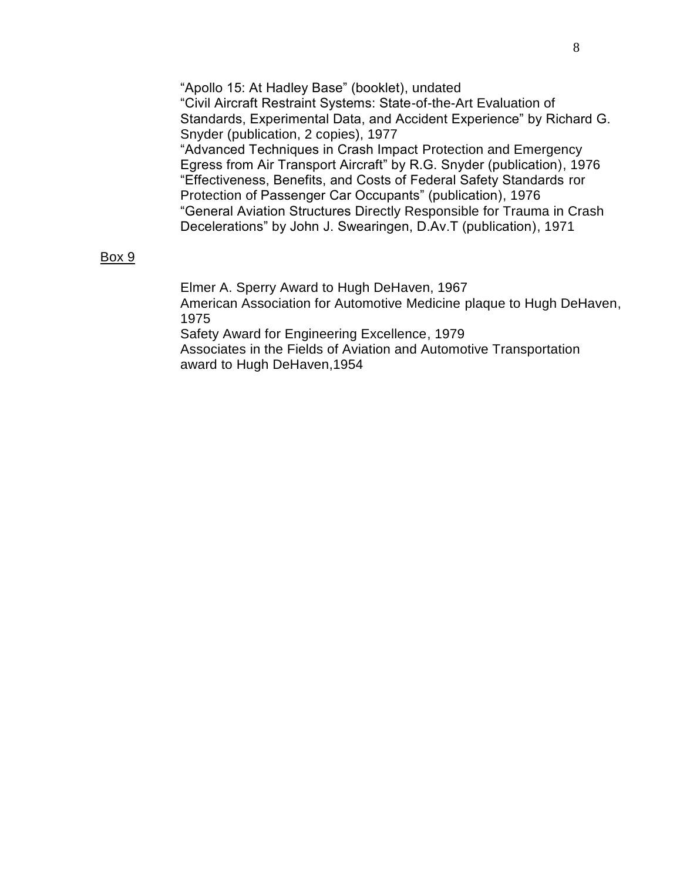"Apollo 15: At Hadley Base" (booklet), undated
"Civil Aircraft Restraint Systems: State-of-the-Art Evaluation of Standards, Experimental Data, and Accident Experience" by Richard G. Snyder (publication, 2 copies), 1977
"Advanced Techniques in Crash Impact Protection and Emergency Egress from Air Transport Aircraft" by R.G. Snyder (publication), 1976
"Effectiveness, Benefits, and Costs of Federal Safety Standards ror Protection of Passenger Car Occupants" (publication), 1976
"General Aviation Structures Directly Responsible for Trauma in Crash Decelerations" by John J. Swearingen, D.Av.T (publication), 1971

Box 9

Elmer A. Sperry Award to Hugh DeHaven, 1967
American Association for Automotive Medicine plaque to Hugh DeHaven, 1975
Safety Award for Engineering Excellence, 1979
Associates in the Fields of Aviation and Automotive Transportation award to Hugh DeHaven,1954